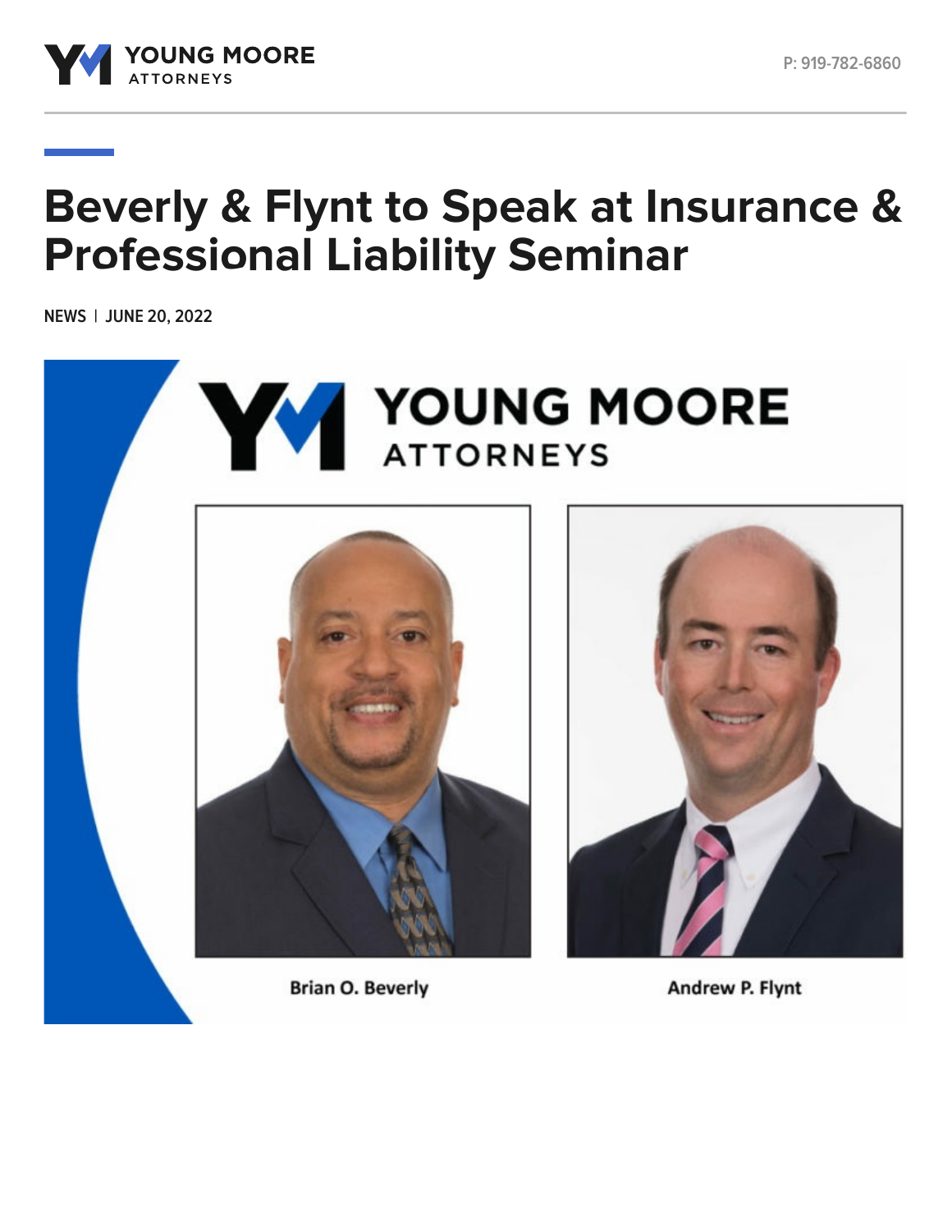# Beverly & Flynt to Speak at Insurance & Professional Liability Seminar

NEWS | JUNE 20, 2022

Brian O. Beverly

Andrew P. Flynt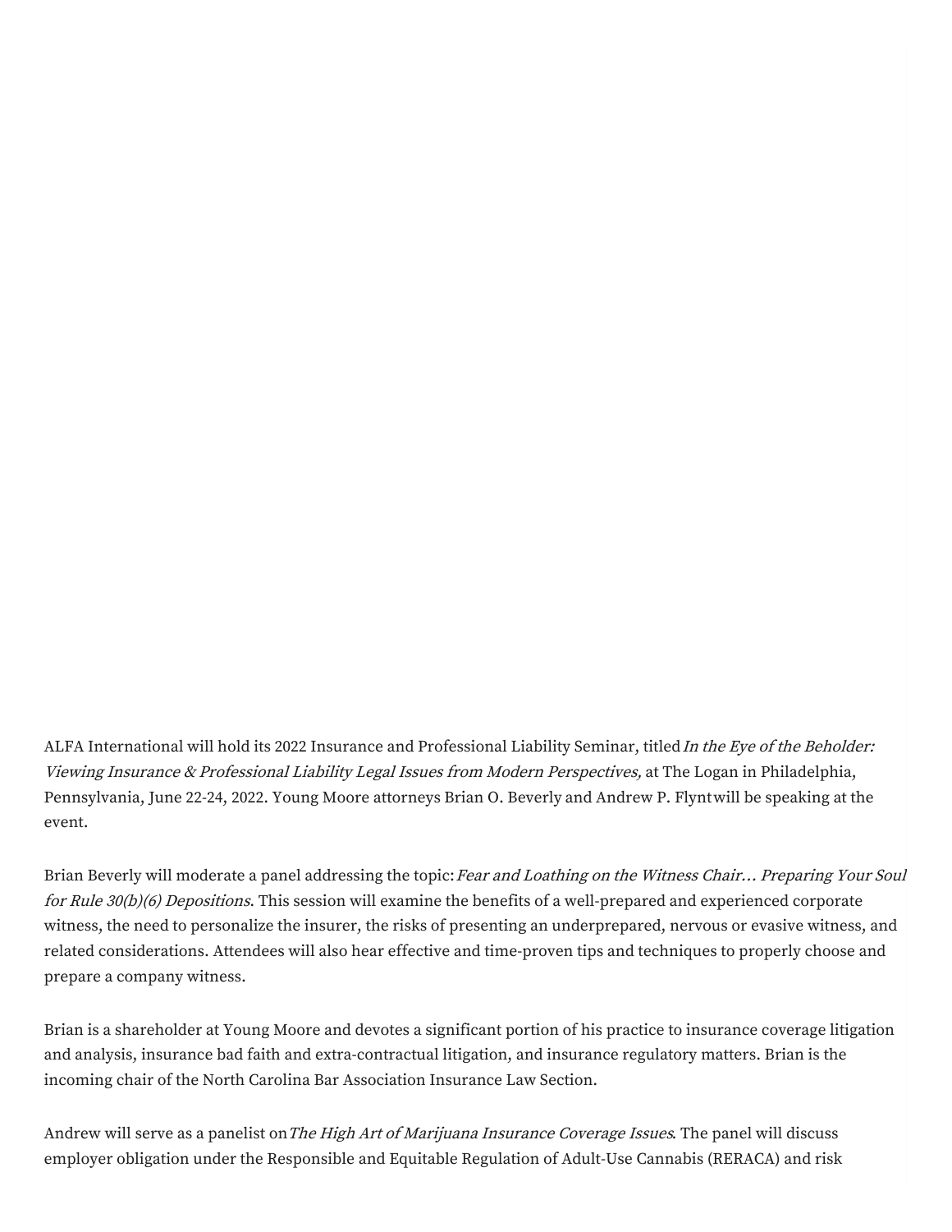ALFA International will hold its 2022 Insurance and Professional Liability Seminar, titled *In the Eye of the Beholder: Viewing Insurance & Professional Liability Legal Issues from Modern Perspectives,* at The Logan in Philadelphia, Pennsylvania, June 22-24, 2022. Young Moore attorneys Brian O. Beverly and Andrew P. Flynt will be speaking at the event.

Brian Beverly will moderate a panel addressing the topic: *Fear and Loathing on the Witness Chair… Preparing Your Soul for Rule 30(b)(6) Depositions*. This session will examine the benefits of a well-prepared and experienced corporate witness, the need to personalize the insurer, the risks of presenting an underprepared, nervous or evasive witness, and related considerations. Attendees will also hear effective and time-proven tips and techniques to properly choose and prepare a company witness.

Brian is a shareholder at Young Moore and devotes a significant portion of his practice to insurance coverage litigation and analysis, insurance bad faith and extra-contractual litigation, and insurance regulatory matters. Brian is the incoming chair of the North Carolina Bar Association Insurance Law Section.

Andrew will serve as a panelist on *The High Art of Marijuana Insurance Coverage Issues*. The panel will discuss employer obligation under the Responsible and Equitable Regulation of Adult-Use Cannabis (RERACA) and risk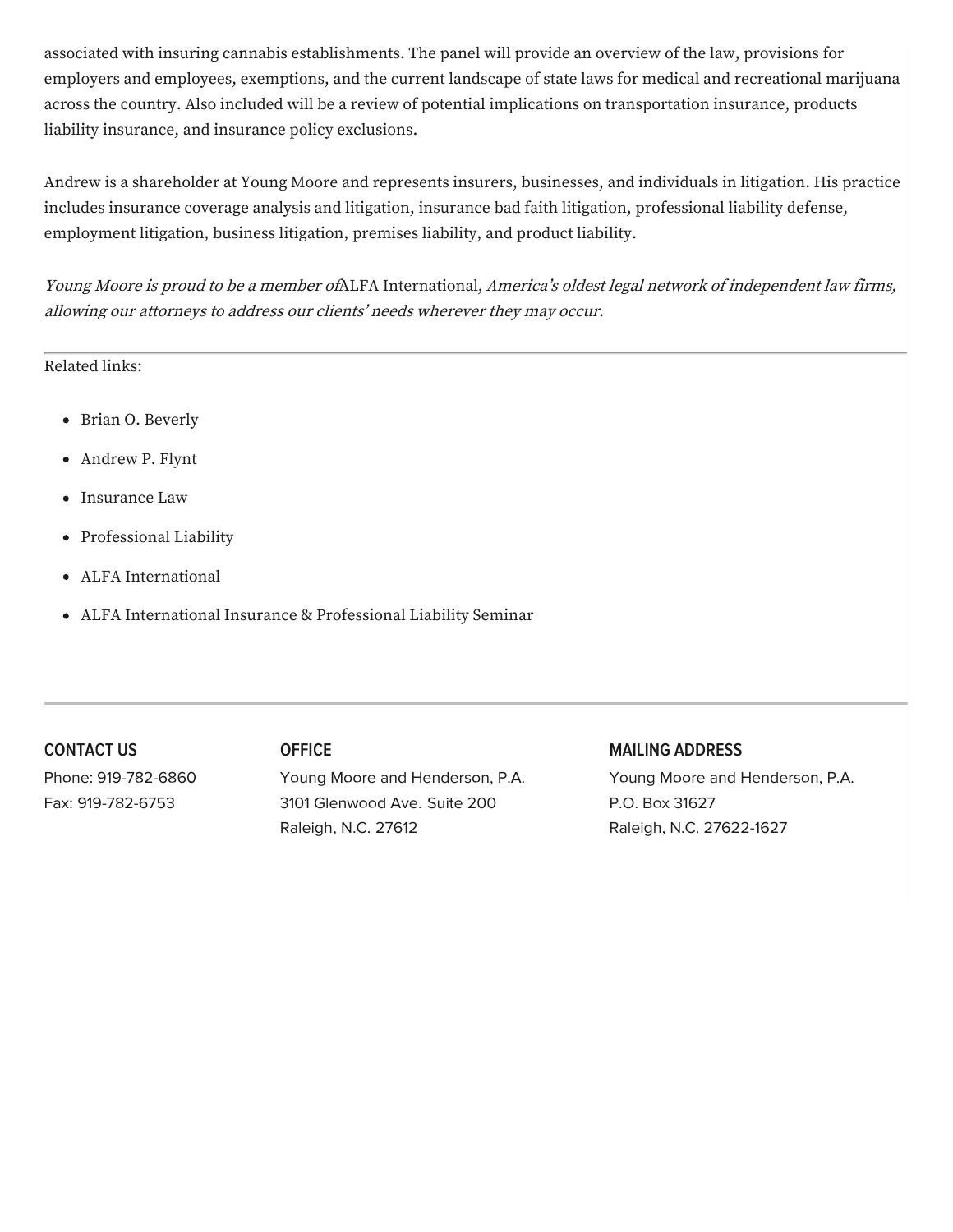associated with insuring cannabis establishments. The panel will provide an overview of the law, provisions for employers and employees, exemptions, and the current landscape of state laws for medical and recreational marijuana across the country. Also included will be a review of potential implications on transportation insurance, products liability insurance, and insurance policy exclusions.

Andrew is a shareholder at Young Moore and represents insurers, businesses, and individuals in litigation. His practice includes insurance coverage analysis and litigation, insurance bad faith litigation, professional liability defense, employment litigation, business litigation, premises liability, and product liability.

*Young Moore is proud to be a member of* ALFA International, *America's oldest legal network of independent law firms, allowing our attorneys to address our clients' needs wherever they may occur.*

---

Related links:

- Brian O. Beverly
- Andrew P. Flynt
- Insurance Law
- Professional Liability
- ALFA International
- ALFA International Insurance & Professional Liability Seminar

---

**CONTACT US**

Phone: 919-782-6860
Fax: 919-782-6753

**OFFICE**

Young Moore and Henderson, P.A.
3101 Glenwood Ave. Suite 200
Raleigh, N.C. 27612

**MAILING ADDRESS**

Young Moore and Henderson, P.A.
P.O. Box 31627
Raleigh, N.C. 27622-1627